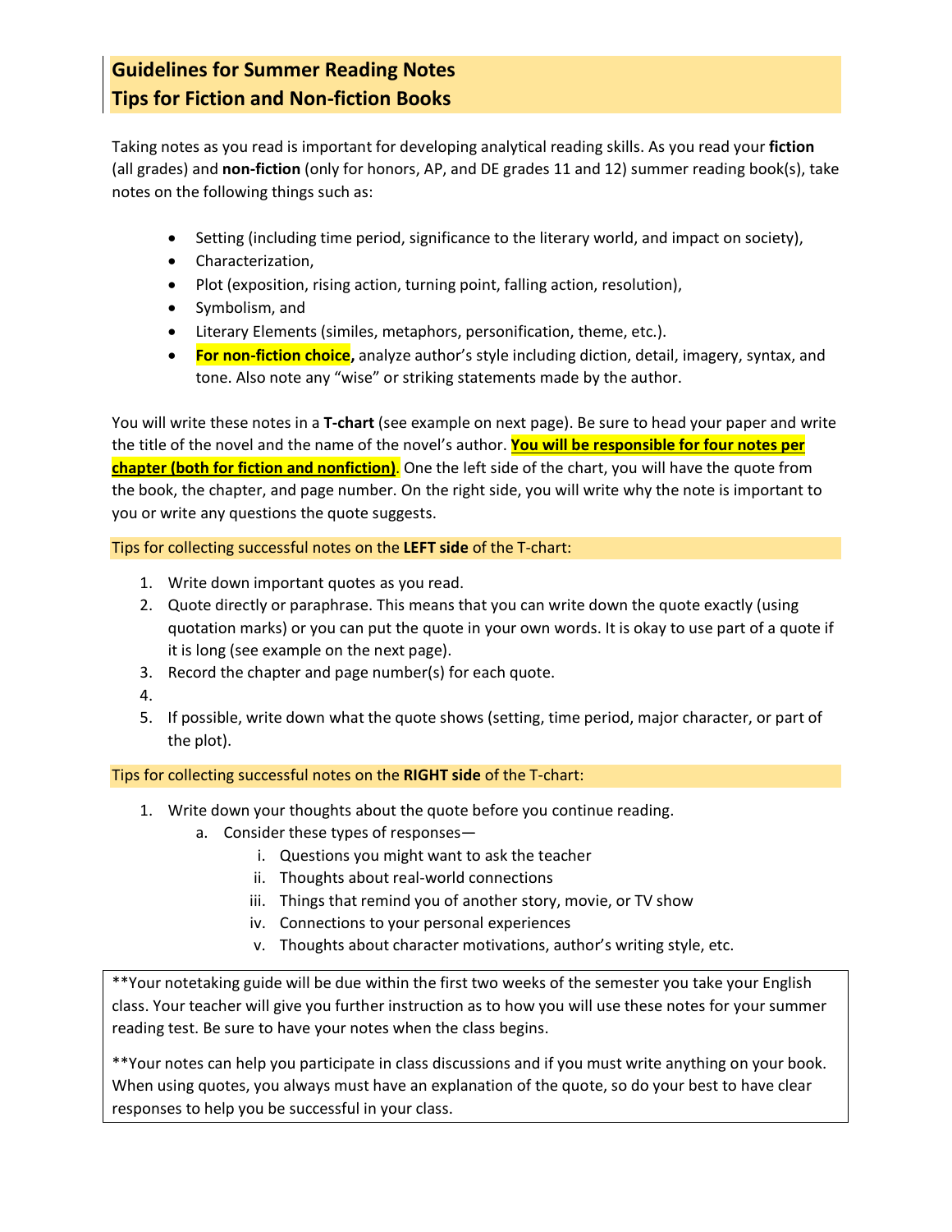## Guidelines for Summer Reading Notes
## Tips for Fiction and Non-fiction Books

Taking notes as you read is important for developing analytical reading skills. As you read your **fiction** (all grades) and **non-fiction** (only for honors, AP, and DE grades 11 and 12) summer reading book(s), take notes on the following things such as:

- Setting (including time period, significance to the literary world, and impact on society),
- Characterization,
- Plot (exposition, rising action, turning point, falling action, resolution),
- Symbolism, and
- Literary Elements (similes, metaphors, personification, theme, etc.).
- **For non-fiction choice,** analyze author's style including diction, detail, imagery, syntax, and tone. Also note any "wise" or striking statements made by the author.

You will write these notes in a **T-chart** (see example on next page). Be sure to head your paper and write the title of the novel and the name of the novel's author. **You will be responsible for four notes per chapter (both for fiction and nonfiction)**. One the left side of the chart, you will have the quote from the book, the chapter, and page number. On the right side, you will write why the note is important to you or write any questions the quote suggests.

Tips for collecting successful notes on the **LEFT side** of the T-chart:

1. Write down important quotes as you read.
2. Quote directly or paraphrase. This means that you can write down the quote exactly (using quotation marks) or you can put the quote in your own words. It is okay to use part of a quote if it is long (see example on the next page).
3. Record the chapter and page number(s) for each quote.
4. 
5. If possible, write down what the quote shows (setting, time period, major character, or part of the plot).

Tips for collecting successful notes on the **RIGHT side** of the T-chart:

1. Write down your thoughts about the quote before you continue reading.
   a. Consider these types of responses—
      i. Questions you might want to ask the teacher
      ii. Thoughts about real-world connections
      iii. Things that remind you of another story, movie, or TV show
      iv. Connections to your personal experiences
      v. Thoughts about character motivations, author's writing style, etc.

**Your notetaking guide will be due within the first two weeks of the semester you take your English class. Your teacher will give you further instruction as to how you will use these notes for your summer reading test. Be sure to have your notes when the class begins.

**Your notes can help you participate in class discussions and if you must write anything on your book. When using quotes, you always must have an explanation of the quote, so do your best to have clear responses to help you be successful in your class.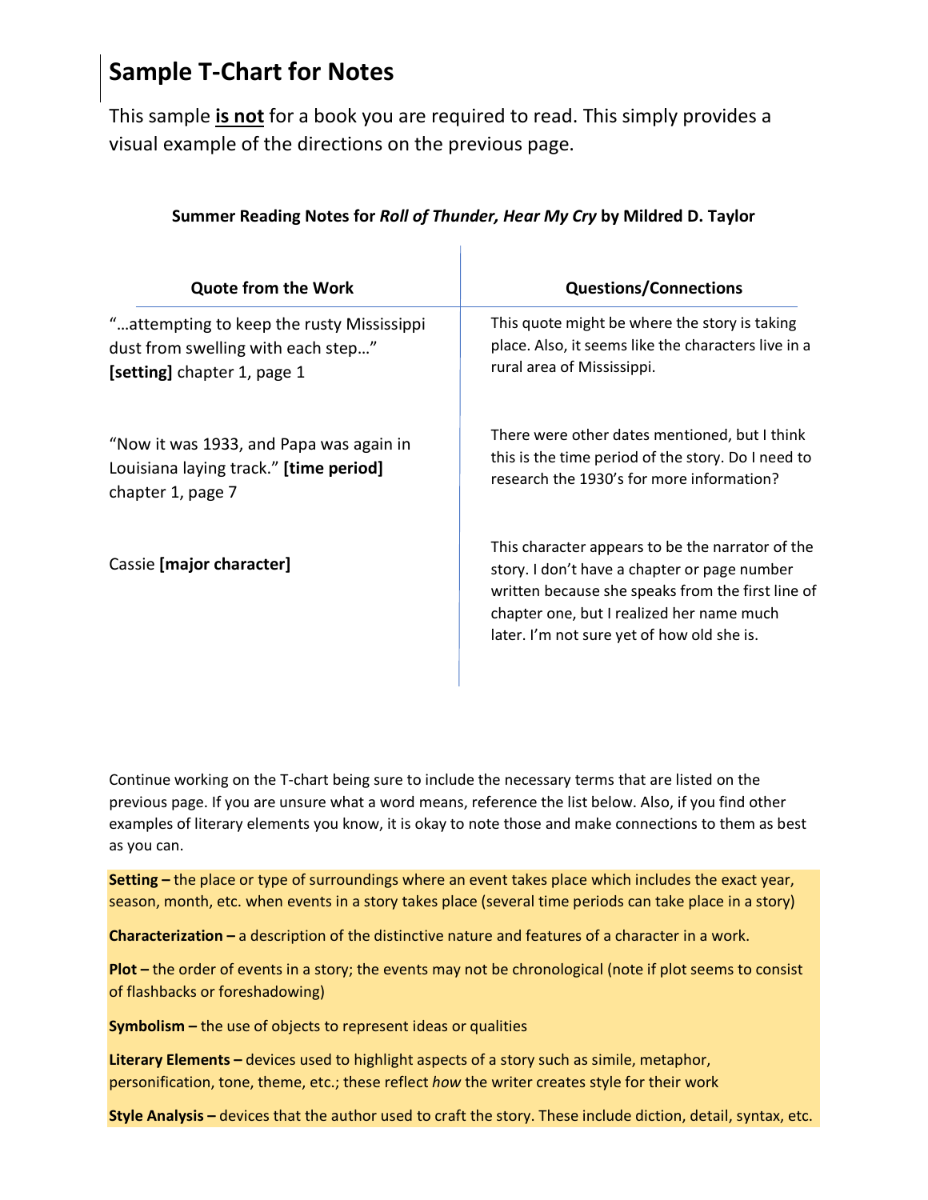# Sample T-Chart for Notes

This sample **is not** for a book you are required to read. This simply provides a visual example of the directions on the previous page.

**Summer Reading Notes for *Roll of Thunder, Hear My Cry* by Mildred D. Taylor**

| Quote from the Work | Questions/Connections |
| --- | --- |
| "…attempting to keep the rusty Mississippi dust from swelling with each step…" **[setting]** chapter 1, page 1 | This quote might be where the story is taking place. Also, it seems like the characters live in a rural area of Mississippi. |
| "Now it was 1933, and Papa was again in Louisiana laying track." **[time period]** chapter 1, page 7 | There were other dates mentioned, but I think this is the time period of the story. Do I need to research the 1930's for more information? |
| Cassie **[major character]** | This character appears to be the narrator of the story. I don't have a chapter or page number written because she speaks from the first line of chapter one, but I realized her name much later. I'm not sure yet of how old she is. |

Continue working on the T-chart being sure to include the necessary terms that are listed on the previous page. If you are unsure what a word means, reference the list below. Also, if you find other examples of literary elements you know, it is okay to note those and make connections to them as best as you can.

**Setting –** the place or type of surroundings where an event takes place which includes the exact year, season, month, etc. when events in a story takes place (several time periods can take place in a story)

**Characterization –** a description of the distinctive nature and features of a character in a work.

**Plot –** the order of events in a story; the events may not be chronological (note if plot seems to consist of flashbacks or foreshadowing)

**Symbolism –** the use of objects to represent ideas or qualities

**Literary Elements –** devices used to highlight aspects of a story such as simile, metaphor, personification, tone, theme, etc.; these reflect *how* the writer creates style for their work

**Style Analysis –** devices that the author used to craft the story. These include diction, detail, syntax, etc.